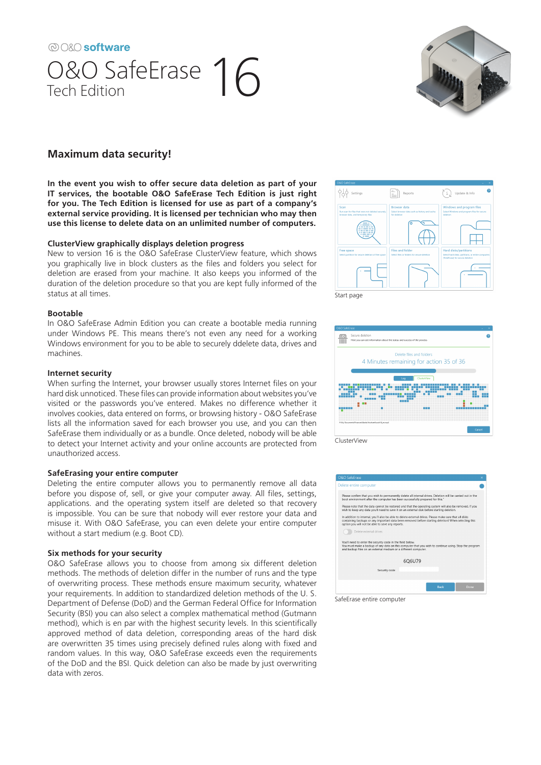O&O software

# O&O SafeErase 16
Tech Edition

## Maximum data security!

**In the event you wish to offer secure data deletion as part of your IT services, the bootable O&O SafeErase Tech Edition is just right for you. The Tech Edition is licensed for use as part of a company's external service providing. It is licensed per technician who may then use this license to delete data on an unlimited number of computers.**

### ClusterView graphically displays deletion progress

New to version 16 is the O&O SafeErase ClusterView feature, which shows you graphically live in block clusters as the files and folders you select for deletion are erased from your machine. It also keeps you informed of the duration of the deletion procedure so that you are kept fully informed of the status at all times.

### Bootable

In O&O SafeErase Admin Edition you can create a bootable media running under Windows PE. This means there's not even any need for a working Windows environment for you to be able to securely ddelete data, drives and machines.

### Internet security

When surfing the Internet, your browser usually stores Internet files on your hard disk unnoticed. These files can provide information about websites you've visited or the passwords you've entered. Makes no difference whether it involves cookies, data entered on forms, or browsing history - O&O SafeErase lists all the information saved for each browser you use, and you can then SafeErase them individually or as a bundle. Once deleted, nobody will be able to detect your Internet activity and your online accounts are protected from unauthorized access.

### SafeErasing your entire computer

Deleting the entire computer allows you to permanently remove all data before you dispose of, sell, or give your computer away. All files, settings, applications. and the operating system itself are deleted so that recovery is impossible. You can be sure that nobody will ever restore your data and misuse it. With O&O SafeErase, you can even delete your entire computer without a start medium (e.g. Boot CD).

### Six methods for your security

O&O SafeErase allows you to choose from among six different deletion methods. The methods of deletion differ in the number of runs and the type of overwriting process. These methods ensure maximum security, whatever your requirements. In addition to standardized deletion methods of the U. S. Department of Defense (DoD) and the German Federal Office for Information Security (BSI) you can also select a complex mathematical method (Gutmann method), which is en par with the highest security levels. In this scientifically approved method of data deletion, corresponding areas of the hard disk are overwritten 35 times using precisely defined rules along with fixed and random values. In this way, O&O SafeErase exceeds even the requirements of the DoD and the BSI. Quick deletion can also be made by just overwriting data with zeros.

Start page

ClusterView

SafeErase entire computer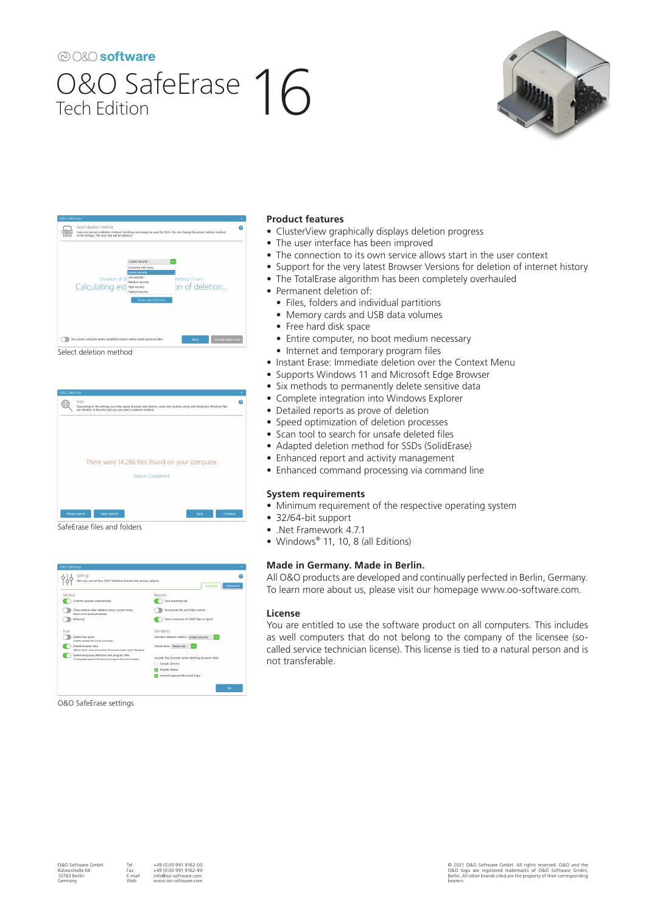O&O software

# O&O SafeErase 16

## Tech Edition

Select deletion method

SafeErase files and folders

O&O SafeErase settings

## Product features

- ClusterView graphically displays deletion progress
- The user interface has been improved
- The connection to its own service allows start in the user context
- Support for the very latest Browser Versions for deletion of internet history
- The TotalErase algorithm has been completely overhauled
- Permanent deletion of:
  - Files, folders and individual partitions
  - Memory cards and USB data volumes
  - Free hard disk space
  - Entire computer, no boot medium necessary
  - Internet and temporary program files
- Instant Erase: Immediate deletion over the Context Menu
- Supports Windows 11 and Microsoft Edge Browser
- Six methods to permanently delete sensitive data
- Complete integration into Windows Explorer
- Detailed reports as prove of deletion
- Speed optimization of deletion processes
- Scan tool to search for unsafe deleted files
- Adapted deletion method for SSDs (SolidErase)
- Enhanced report and activity management
- Enhanced command processing via command line

## System requirements

- Minimum requirement of the respective operating system
- 32/64-bit support
- .Net Framework 4.7.1
- Windows® 11, 10, 8 (all Editions)

## Made in Germany. Made in Berlin.

All O&O products are developed and continually perfected in Berlin, Germany. To learn more about us, please visit our homepage www.oo-software.com.

## License

You are entitled to use the software product on all computers. This includes as well computers that do not belong to the company of the licensee (so-called service technician license). This license is tied to a natural person and is not transferable.

O&O Software GmbH
Bülowstraße 66
10783 Berlin
Germany

Tel +49 (0)30 991 9162-00
Fax +49 (0)30 991 9162-99
E-mail info@oo-software.com
Web www.oo-software.com

© 2021 O&O Software GmbH. All rights reserved. O&O and the O&O logo are registered trademarks of O&O Software GmbH, Berlin. All other brands cited are the property of their corresponding bearers.